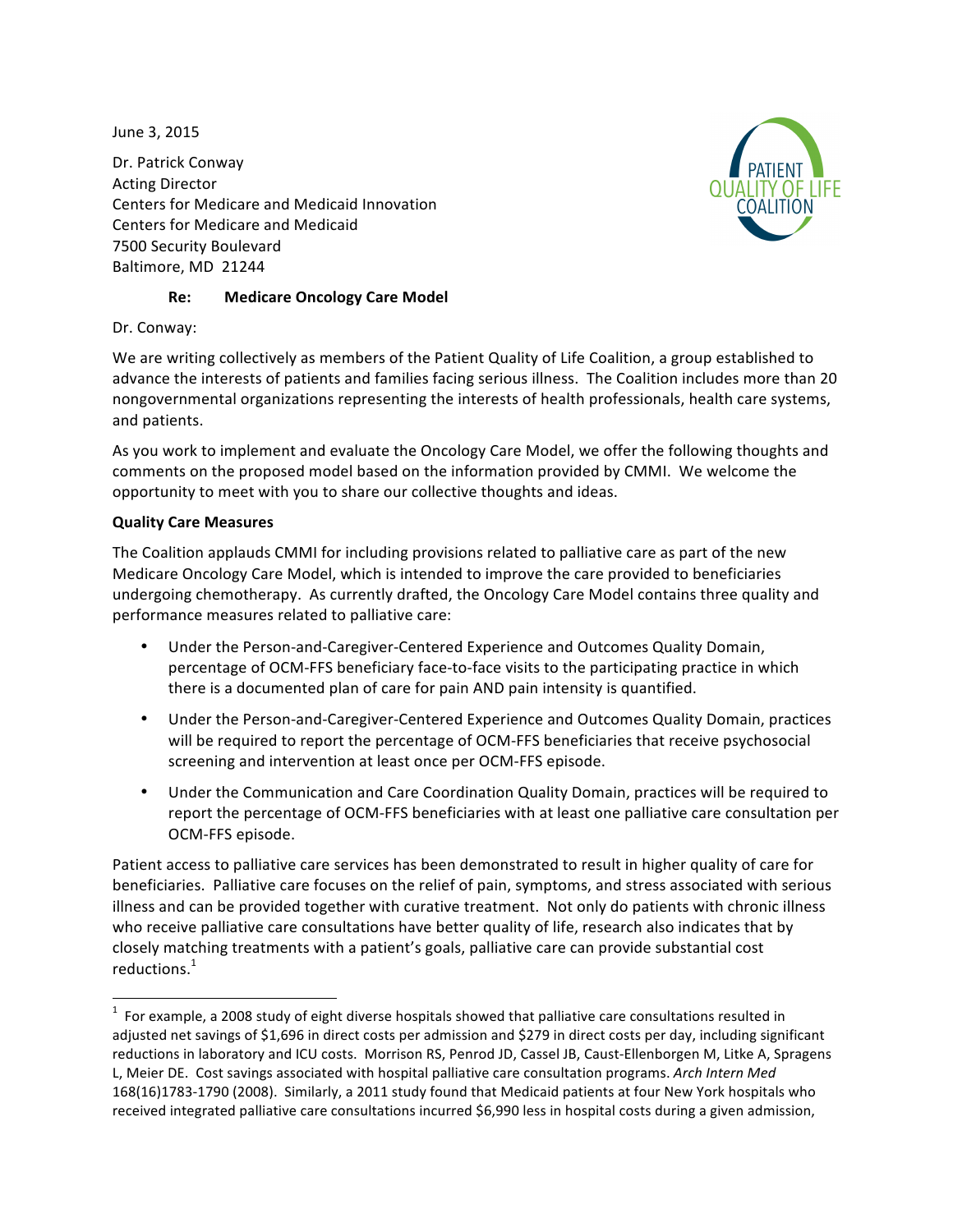June 3, 2015

Dr. Patrick Conway
Acting Director
Centers for Medicare and Medicaid Innovation
Centers for Medicare and Medicaid
7500 Security Boulevard
Baltimore, MD 21244

PATIENT QUALITY OF LIFE COALITION

**Re: Medicare Oncology Care Model**

Dr. Conway:

We are writing collectively as members of the Patient Quality of Life Coalition, a group established to advance the interests of patients and families facing serious illness. The Coalition includes more than 20 nongovernmental organizations representing the interests of health professionals, health care systems, and patients.

As you work to implement and evaluate the Oncology Care Model, we offer the following thoughts and comments on the proposed model based on the information provided by CMMI. We welcome the opportunity to meet with you to share our collective thoughts and ideas.

**Quality Care Measures**

The Coalition applauds CMMI for including provisions related to palliative care as part of the new Medicare Oncology Care Model, which is intended to improve the care provided to beneficiaries undergoing chemotherapy. As currently drafted, the Oncology Care Model contains three quality and performance measures related to palliative care:

- Under the Person-and-Caregiver-Centered Experience and Outcomes Quality Domain, percentage of OCM-FFS beneficiary face-to-face visits to the participating practice in which there is a documented plan of care for pain AND pain intensity is quantified.
- Under the Person-and-Caregiver-Centered Experience and Outcomes Quality Domain, practices will be required to report the percentage of OCM-FFS beneficiaries that receive psychosocial screening and intervention at least once per OCM-FFS episode.
- Under the Communication and Care Coordination Quality Domain, practices will be required to report the percentage of OCM-FFS beneficiaries with at least one palliative care consultation per OCM-FFS episode.

Patient access to palliative care services has been demonstrated to result in higher quality of care for beneficiaries. Palliative care focuses on the relief of pain, symptoms, and stress associated with serious illness and can be provided together with curative treatment. Not only do patients with chronic illness who receive palliative care consultations have better quality of life, research also indicates that by closely matching treatments with a patient's goals, palliative care can provide substantial cost reductions.[1]

[1] For example, a 2008 study of eight diverse hospitals showed that palliative care consultations resulted in adjusted net savings of $1,696 in direct costs per admission and $279 in direct costs per day, including significant reductions in laboratory and ICU costs. Morrison RS, Penrod JD, Cassel JB, Caust-Ellenborgen M, Litke A, Spragens L, Meier DE. Cost savings associated with hospital palliative care consultation programs. *Arch Intern Med* 168(16)1783-1790 (2008). Similarly, a 2011 study found that Medicaid patients at four New York hospitals who received integrated palliative care consultations incurred $6,990 less in hospital costs during a given admission,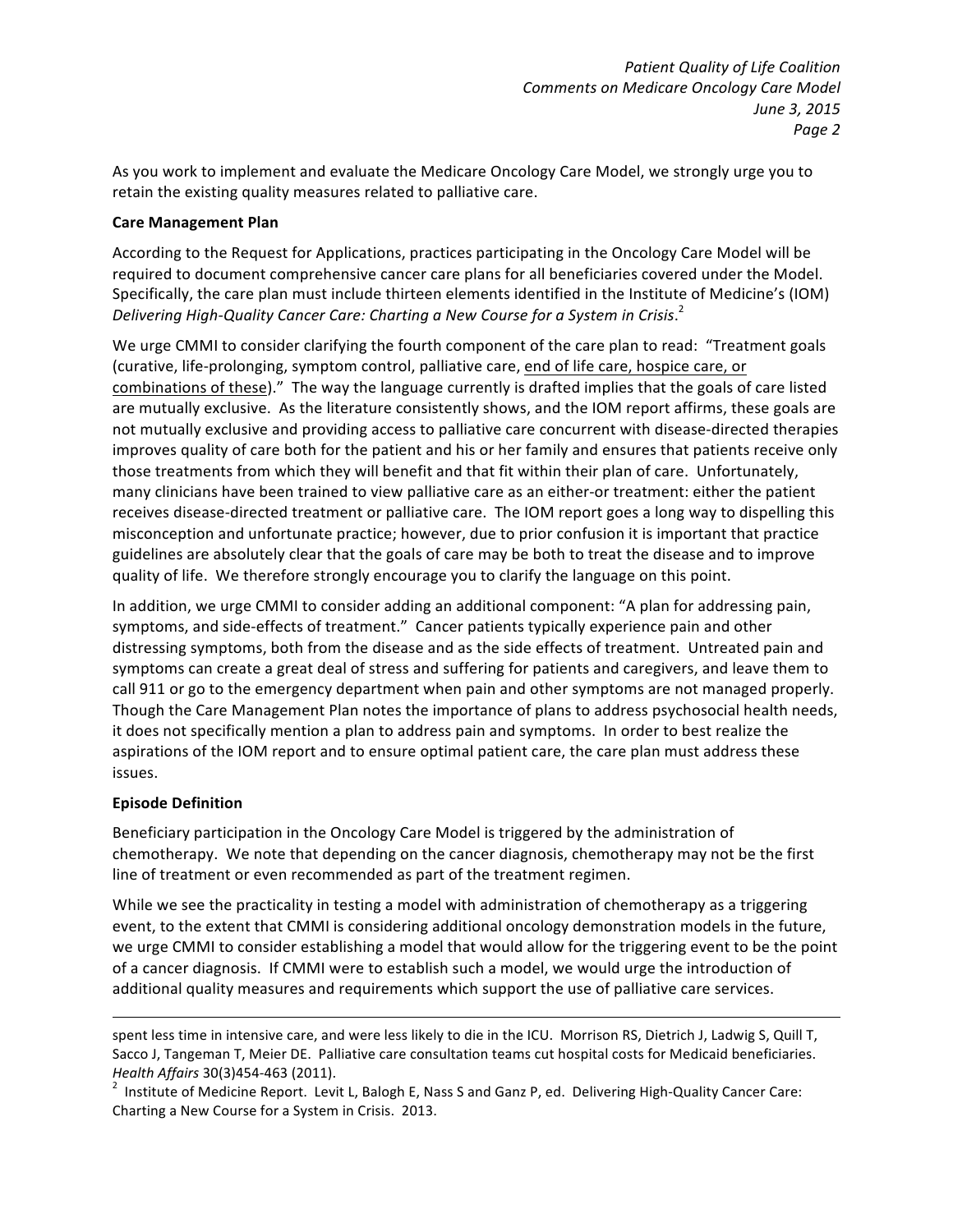As you work to implement and evaluate the Medicare Oncology Care Model, we strongly urge you to retain the existing quality measures related to palliative care.

**Care Management Plan**

According to the Request for Applications, practices participating in the Oncology Care Model will be required to document comprehensive cancer care plans for all beneficiaries covered under the Model. Specifically, the care plan must include thirteen elements identified in the Institute of Medicine's (IOM) *Delivering High-Quality Cancer Care: Charting a New Course for a System in Crisis*.[2]

We urge CMMI to consider clarifying the fourth component of the care plan to read: "Treatment goals (curative, life-prolonging, symptom control, palliative care, <u>end of life care, hospice care, or combinations of these</u>)." The way the language currently is drafted implies that the goals of care listed are mutually exclusive. As the literature consistently shows, and the IOM report affirms, these goals are not mutually exclusive and providing access to palliative care concurrent with disease-directed therapies improves quality of care both for the patient and his or her family and ensures that patients receive only those treatments from which they will benefit and that fit within their plan of care. Unfortunately, many clinicians have been trained to view palliative care as an either-or treatment: either the patient receives disease-directed treatment or palliative care. The IOM report goes a long way to dispelling this misconception and unfortunate practice; however, due to prior confusion it is important that practice guidelines are absolutely clear that the goals of care may be both to treat the disease and to improve quality of life. We therefore strongly encourage you to clarify the language on this point.

In addition, we urge CMMI to consider adding an additional component: "A plan for addressing pain, symptoms, and side-effects of treatment." Cancer patients typically experience pain and other distressing symptoms, both from the disease and as the side effects of treatment. Untreated pain and symptoms can create a great deal of stress and suffering for patients and caregivers, and leave them to call 911 or go to the emergency department when pain and other symptoms are not managed properly. Though the Care Management Plan notes the importance of plans to address psychosocial health needs, it does not specifically mention a plan to address pain and symptoms. In order to best realize the aspirations of the IOM report and to ensure optimal patient care, the care plan must address these issues.

**Episode Definition**

Beneficiary participation in the Oncology Care Model is triggered by the administration of chemotherapy. We note that depending on the cancer diagnosis, chemotherapy may not be the first line of treatment or even recommended as part of the treatment regimen.

While we see the practicality in testing a model with administration of chemotherapy as a triggering event, to the extent that CMMI is considering additional oncology demonstration models in the future, we urge CMMI to consider establishing a model that would allow for the triggering event to be the point of a cancer diagnosis. If CMMI were to establish such a model, we would urge the introduction of additional quality measures and requirements which support the use of palliative care services.

---

spent less time in intensive care, and were less likely to die in the ICU. Morrison RS, Dietrich J, Ladwig S, Quill T, Sacco J, Tangeman T, Meier DE. Palliative care consultation teams cut hospital costs for Medicaid beneficiaries. *Health Affairs* 30(3)454-463 (2011).

[2] Institute of Medicine Report. Levit L, Balogh E, Nass S and Ganz P, ed. Delivering High-Quality Cancer Care: Charting a New Course for a System in Crisis. 2013.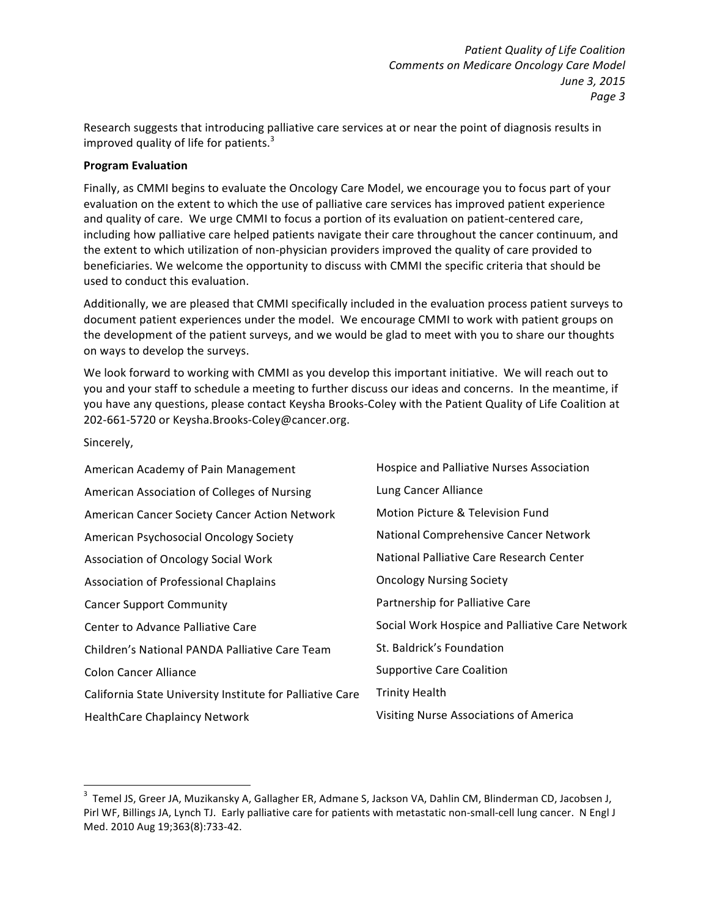Research suggests that introducing palliative care services at or near the point of diagnosis results in improved quality of life for patients.[3]

**Program Evaluation**

Finally, as CMMI begins to evaluate the Oncology Care Model, we encourage you to focus part of your evaluation on the extent to which the use of palliative care services has improved patient experience and quality of care. We urge CMMI to focus a portion of its evaluation on patient-centered care, including how palliative care helped patients navigate their care throughout the cancer continuum, and the extent to which utilization of non-physician providers improved the quality of care provided to beneficiaries. We welcome the opportunity to discuss with CMMI the specific criteria that should be used to conduct this evaluation.

Additionally, we are pleased that CMMI specifically included in the evaluation process patient surveys to document patient experiences under the model. We encourage CMMI to work with patient groups on the development of the patient surveys, and we would be glad to meet with you to share our thoughts on ways to develop the surveys.

We look forward to working with CMMI as you develop this important initiative. We will reach out to you and your staff to schedule a meeting to further discuss our ideas and concerns. In the meantime, if you have any questions, please contact Keysha Brooks-Coley with the Patient Quality of Life Coalition at 202-661-5720 or Keysha.Brooks-Coley@cancer.org.

Sincerely,

American Academy of Pain Management
American Association of Colleges of Nursing
American Cancer Society Cancer Action Network
American Psychosocial Oncology Society
Association of Oncology Social Work
Association of Professional Chaplains
Cancer Support Community
Center to Advance Palliative Care
Children's National PANDA Palliative Care Team
Colon Cancer Alliance
California State University Institute for Palliative Care
HealthCare Chaplaincy Network
Hospice and Palliative Nurses Association
Lung Cancer Alliance
Motion Picture & Television Fund
National Comprehensive Cancer Network
National Palliative Care Research Center
Oncology Nursing Society
Partnership for Palliative Care
Social Work Hospice and Palliative Care Network
St. Baldrick's Foundation
Supportive Care Coalition
Trinity Health
Visiting Nurse Associations of America

---

[3] Temel JS, Greer JA, Muzikansky A, Gallagher ER, Admane S, Jackson VA, Dahlin CM, Blinderman CD, Jacobsen J, Pirl WF, Billings JA, Lynch TJ. Early palliative care for patients with metastatic non-small-cell lung cancer. N Engl J Med. 2010 Aug 19;363(8):733-42.